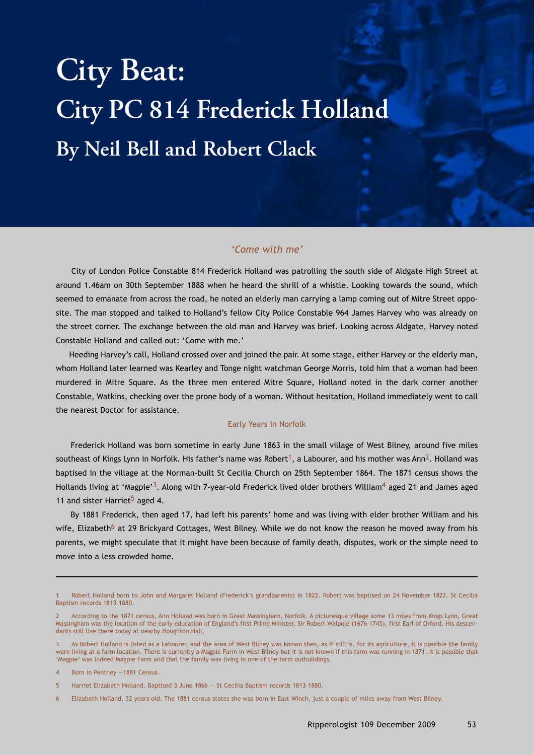# City Beat:
# City PC 814 Frederick Holland
## By Neil Bell and Robert Clack

### *'Come with me'*

City of London Police Constable 814 Frederick Holland was patrolling the south side of Aldgate High Street at around 1.46am on 30th September 1888 when he heard the shrill of a whistle. Looking towards the sound, which seemed to emanate from across the road, he noted an elderly man carrying a lamp coming out of Mitre Street opposite. The man stopped and talked to Holland's fellow City Police Constable 964 James Harvey who was already on the street corner. The exchange between the old man and Harvey was brief. Looking across Aldgate, Harvey noted Constable Holland and called out: 'Come with me.'

Heeding Harvey's call, Holland crossed over and joined the pair. At some stage, either Harvey or the elderly man, whom Holland later learned was Kearley and Tonge night watchman George Morris, told him that a woman had been murdered in Mitre Square. As the three men entered Mitre Square, Holland noted in the dark corner another Constable, Watkins, checking over the prone body of a woman. Without hesitation, Holland immediately went to call the nearest Doctor for assistance.

### Early Years in Norfolk

Frederick Holland was born sometime in early June 1863 in the small village of West Bilney, around five miles southeast of Kings Lynn in Norfolk. His father's name was Robert[1], a Labourer, and his mother was Ann[2]. Holland was baptised in the village at the Norman-built St Cecilia Church on 25th September 1864. The 1871 census shows the Hollands living at 'Magpie'[3]. Along with 7-year-old Frederick lived older brothers William[4] aged 21 and James aged 11 and sister Harriet[5] aged 4.

By 1881 Frederick, then aged 17, had left his parents' home and was living with elder brother William and his wife, Elizabeth[6] at 29 Brickyard Cottages, West Bilney. While we do not know the reason he moved away from his parents, we might speculate that it might have been because of family death, disputes, work or the simple need to move into a less crowded home.

---

1 Robert Holland born to John and Margaret Holland (Frederick's grandparents) in 1822. Robert was baptised on 24 November 1822. St Cecilia Baptism records 1813–1880.

2 According to the 1871 census, Ann Holland was born in Great Massingham, Norfolk. A picturesque village some 13 miles from Kings Lynn, Great Massingham was the location of the early education of England's first Prime Minister, Sir Robert Walpole (1676–1745), first Earl of Orford. His descendants still live there today at nearby Houghton Hall.

3 As Robert Holland is listed as a Labourer, and the area of West Bilney was known then, as it still is, for its agriculture, it is possible the family were living at a farm location. There is currently a Magpie Farm in West Bilney but it is not known if this farm was running in 1871. It is possible that 'Magpie' was indeed Magpie Farm and that the family was living in one of the farm outbuildings.

4 Born in Pentney —1881 Census.

5 Harriet Elizabeth Holland. Baptised 3 June 1866 — St Cecilia Baptism records 1813–1880.

6 Elizabeth Holland, 32 years old. The 1881 census states she was born in East Winch, just a couple of miles away from West Bilney.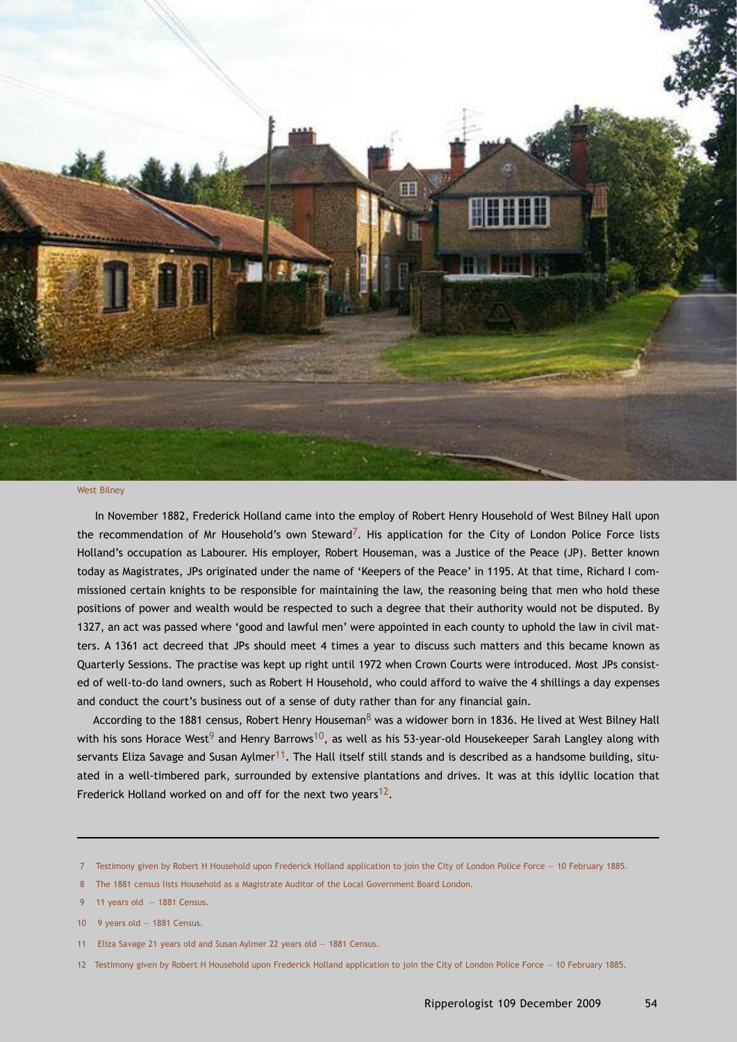West Bilney

In November 1882, Frederick Holland came into the employ of Robert Henry Household of West Bilney Hall upon the recommendation of Mr Household's own Steward[7]. His application for the City of London Police Force lists Holland's occupation as Labourer. His employer, Robert Houseman, was a Justice of the Peace (JP). Better known today as Magistrates, JPs originated under the name of 'Keepers of the Peace' in 1195. At that time, Richard I commissioned certain knights to be responsible for maintaining the law, the reasoning being that men who hold these positions of power and wealth would be respected to such a degree that their authority would not be disputed. By 1327, an act was passed where 'good and lawful men' were appointed in each county to uphold the law in civil matters. A 1361 act decreed that JPs should meet 4 times a year to discuss such matters and this became known as Quarterly Sessions. The practise was kept up right until 1972 when Crown Courts were introduced. Most JPs consisted of well-to-do land owners, such as Robert H Household, who could afford to waive the 4 shillings a day expenses and conduct the court's business out of a sense of duty rather than for any financial gain.

According to the 1881 census, Robert Henry Houseman[8] was a widower born in 1836. He lived at West Bilney Hall with his sons Horace West[9] and Henry Barrows[10], as well as his 53-year-old Housekeeper Sarah Langley along with servants Eliza Savage and Susan Aylmer[11]. The Hall itself still stands and is described as a handsome building, situated in a well-timbered park, surrounded by extensive plantations and drives. It was at this idyllic location that Frederick Holland worked on and off for the next two years[12].

---

7 Testimony given by Robert H Household upon Frederick Holland application to join the City of London Police Force — 10 February 1885.

8 The 1881 census lists Household as a Magistrate Auditor of the Local Government Board London.

9 11 years old — 1881 Census.

10 9 years old — 1881 Census.

11 Eliza Savage 21 years old and Susan Aylmer 22 years old — 1881 Census.

12 Testimony given by Robert H Household upon Frederick Holland application to join the City of London Police Force — 10 February 1885.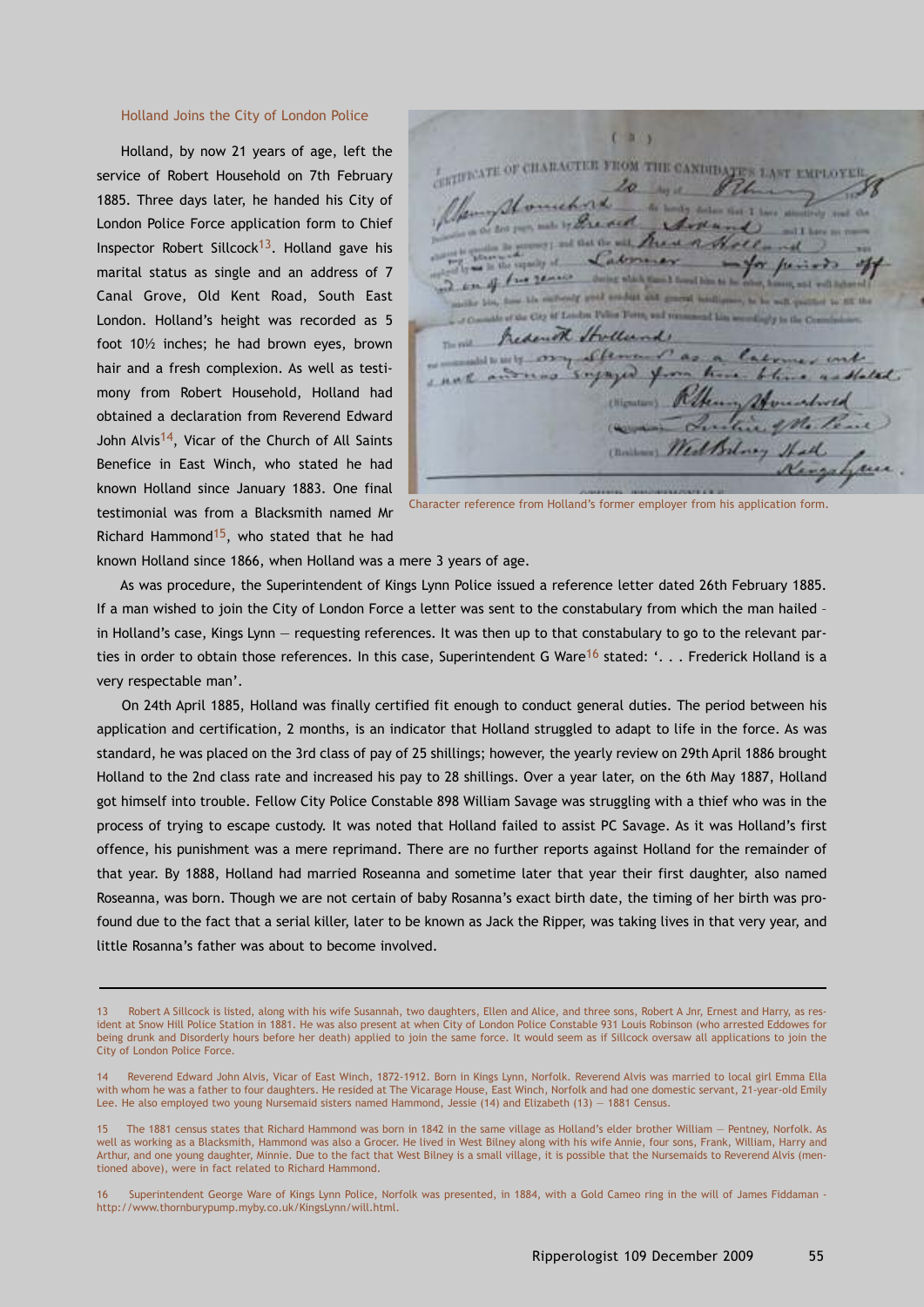## Holland Joins the City of London Police

Holland, by now 21 years of age, left the service of Robert Household on 7th February 1885. Three days later, he handed his City of London Police Force application form to Chief Inspector Robert Sillcock[13]. Holland gave his marital status as single and an address of 7 Canal Grove, Old Kent Road, South East London. Holland's height was recorded as 5 foot 10½ inches; he had brown eyes, brown hair and a fresh complexion. As well as testimony from Robert Household, Holland had obtained a declaration from Reverend Edward John Alvis[14], Vicar of the Church of All Saints Benefice in East Winch, who stated he had known Holland since January 1883. One final testimonial was from a Blacksmith named Mr Richard Hammond[15], who stated that he had known Holland since 1866, when Holland was a mere 3 years of age.

Character reference from Holland's former employer from his application form.

As was procedure, the Superintendent of Kings Lynn Police issued a reference letter dated 26th February 1885. If a man wished to join the City of London Force a letter was sent to the constabulary from which the man hailed – in Holland's case, Kings Lynn — requesting references. It was then up to that constabulary to go to the relevant parties in order to obtain those references. In this case, Superintendent G Ware[16] stated: '. . . Frederick Holland is a very respectable man'.

On 24th April 1885, Holland was finally certified fit enough to conduct general duties. The period between his application and certification, 2 months, is an indicator that Holland struggled to adapt to life in the force. As was standard, he was placed on the 3rd class of pay of 25 shillings; however, the yearly review on 29th April 1886 brought Holland to the 2nd class rate and increased his pay to 28 shillings. Over a year later, on the 6th May 1887, Holland got himself into trouble. Fellow City Police Constable 898 William Savage was struggling with a thief who was in the process of trying to escape custody. It was noted that Holland failed to assist PC Savage. As it was Holland's first offence, his punishment was a mere reprimand. There are no further reports against Holland for the remainder of that year. By 1888, Holland had married Roseanna and sometime later that year their first daughter, also named Roseanna, was born. Though we are not certain of baby Rosanna's exact birth date, the timing of her birth was profound due to the fact that a serial killer, later to be known as Jack the Ripper, was taking lives in that very year, and little Rosanna's father was about to become involved.

---

13 Robert A Sillcock is listed, along with his wife Susannah, two daughters, Ellen and Alice, and three sons, Robert A Jnr, Ernest and Harry, as resident at Snow Hill Police Station in 1881. He was also present at when City of London Police Constable 931 Louis Robinson (who arrested Eddowes for being drunk and Disorderly hours before her death) applied to join the same force. It would seem as if Sillcock oversaw all applications to join the City of London Police Force.

14 Reverend Edward John Alvis, Vicar of East Winch, 1872-1912. Born in Kings Lynn, Norfolk. Reverend Alvis was married to local girl Emma Ella with whom he was a father to four daughters. He resided at The Vicarage House, East Winch, Norfolk and had one domestic servant, 21-year-old Emily Lee. He also employed two young Nursemaid sisters named Hammond, Jessie (14) and Elizabeth (13) — 1881 Census.

15 The 1881 census states that Richard Hammond was born in 1842 in the same village as Holland's elder brother William — Pentney, Norfolk. As well as working as a Blacksmith, Hammond was also a Grocer. He lived in West Bilney along with his wife Annie, four sons, Frank, William, Harry and Arthur, and one young daughter, Minnie. Due to the fact that West Bilney is a small village, it is possible that the Nursemaids to Reverend Alvis (mentioned above), were in fact related to Richard Hammond.

16 Superintendent George Ware of Kings Lynn Police, Norfolk was presented, in 1884, with a Gold Cameo ring in the will of James Fiddaman - http://www.thornburypump.myby.co.uk/KingsLynn/will.html.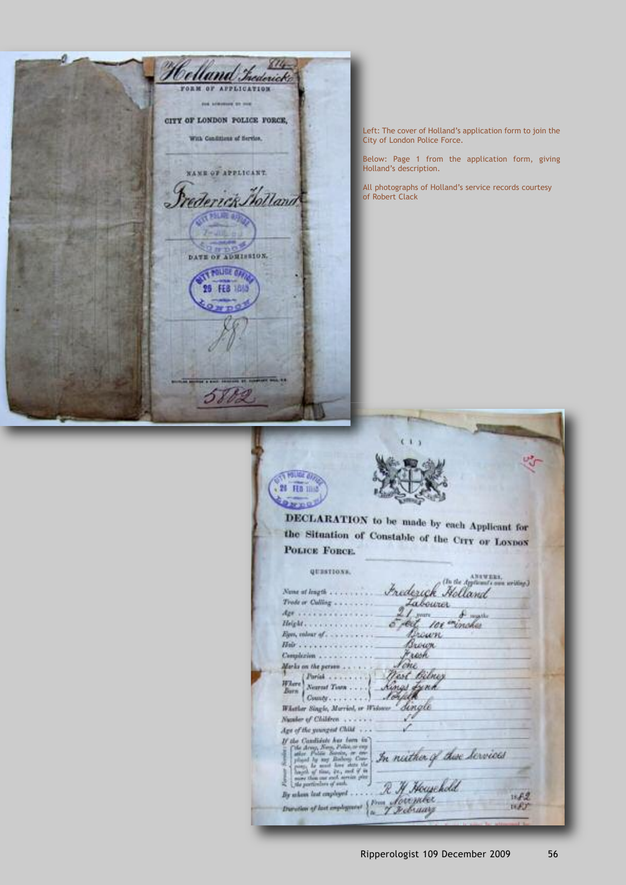Left: The cover of Holland's application form to join the City of London Police Force.

Below: Page 1 from the application form, giving Holland's description.

All photographs of Holland's service records courtesy of Robert Clack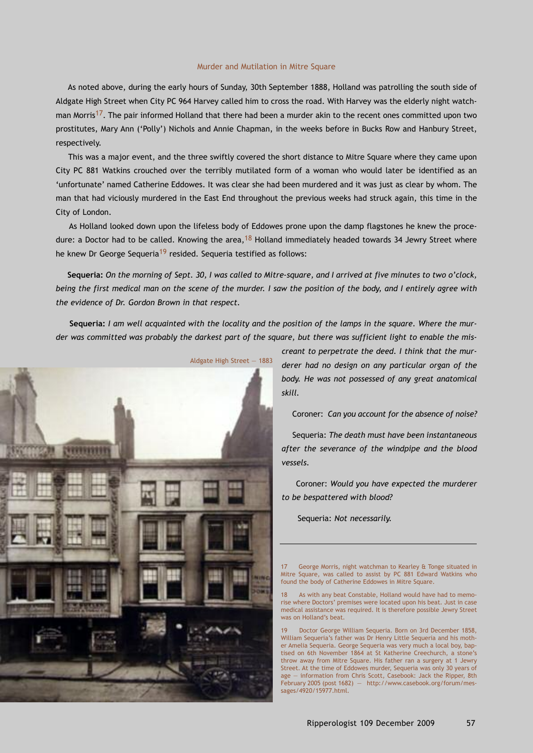## Murder and Mutilation in Mitre Square

As noted above, during the early hours of Sunday, 30th September 1888, Holland was patrolling the south side of Aldgate High Street when City PC 964 Harvey called him to cross the road. With Harvey was the elderly night watchman Morris[17]. The pair informed Holland that there had been a murder akin to the recent ones committed upon two prostitutes, Mary Ann ('Polly') Nichols and Annie Chapman, in the weeks before in Bucks Row and Hanbury Street, respectively.

This was a major event, and the three swiftly covered the short distance to Mitre Square where they came upon City PC 881 Watkins crouched over the terribly mutilated form of a woman who would later be identified as an 'unfortunate' named Catherine Eddowes. It was clear she had been murdered and it was just as clear by whom. The man that had viciously murdered in the East End throughout the previous weeks had struck again, this time in the City of London.

As Holland looked down upon the lifeless body of Eddowes prone upon the damp flagstones he knew the procedure: a Doctor had to be called. Knowing the area,[18] Holland immediately headed towards 34 Jewry Street where he knew Dr George Sequeria[19] resided. Sequeria testified as follows:

**Sequeria:** *On the morning of Sept. 30, I was called to Mitre-square, and I arrived at five minutes to two o'clock, being the first medical man on the scene of the murder. I saw the position of the body, and I entirely agree with the evidence of Dr. Gordon Brown in that respect.*

**Sequeria:** *I am well acquainted with the locality and the position of the lamps in the square. Where the murder was committed was probably the darkest part of the square, but there was sufficient light to enable the miscreant to perpetrate the deed. I think that the murderer had no design on any particular organ of the body. He was not possessed of any great anatomical skill.*

Coroner: *Can you account for the absence of noise?*

Sequeria: *The death must have been instantaneous after the severance of the windpipe and the blood vessels.*

Coroner: *Would you have expected the murderer to be bespattered with blood?*

Sequeria: *Not necessarily.*

Aldgate High Street — 1883

---

17 George Morris, night watchman to Kearley & Tonge situated in Mitre Square, was called to assist by PC 881 Edward Watkins who found the body of Catherine Eddowes in Mitre Square.

18 As with any beat Constable, Holland would have had to memorise where Doctors' premises were located upon his beat. Just in case medical assistance was required. It is therefore possible Jewry Street was on Holland's beat.

19 Doctor George William Sequeria. Born on 3rd December 1858, William Sequeria's father was Dr Henry Little Sequeria and his mother Amelia Sequeria. George Sequeria was very much a local boy, baptised on 6th November 1864 at St Katherine Creechurch, a stone's throw away from Mitre Square. His father ran a surgery at 1 Jewry Street. At the time of Eddowes murder, Sequeria was only 30 years of age — information from Chris Scott, Casebook: Jack the Ripper, 8th February 2005 (post 1682) — http://www.casebook.org/forum/messages/4920/15977.html.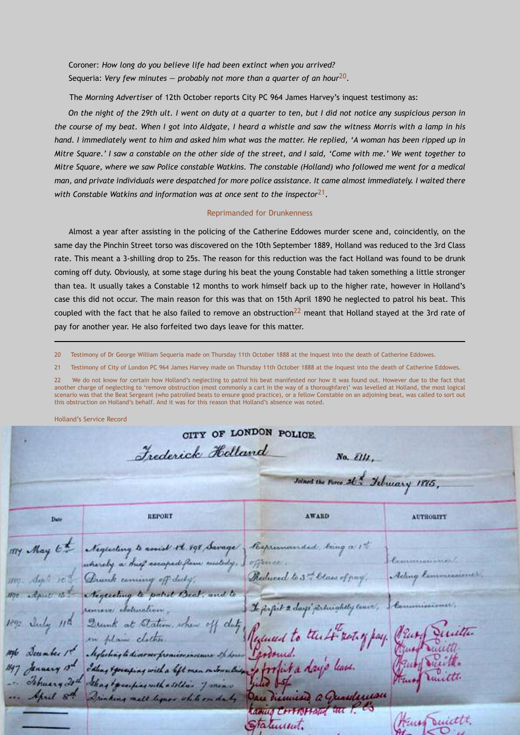Coroner: *How long do you believe life had been extinct when you arrived?*
Sequeria: *Very few minutes — probably not more than a quarter of an hour*[20].

The *Morning Advertiser* of 12th October reports City PC 964 James Harvey's inquest testimony as:

*On the night of the 29th ult. I went on duty at a quarter to ten, but I did not notice any suspicious person in the course of my beat. When I got into Aldgate, I heard a whistle and saw the witness Morris with a lamp in his hand. I immediately went to him and asked him what was the matter. He replied, 'A woman has been ripped up in Mitre Square.' I saw a constable on the other side of the street, and I said, 'Come with me.' We went together to Mitre Square, where we saw Police constable Watkins. The constable (Holland) who followed me went for a medical man, and private individuals were despatched for more police assistance. It came almost immediately. I waited there with Constable Watkins and information was at once sent to the inspector*[21].

## Reprimanded for Drunkenness

Almost a year after assisting in the policing of the Catherine Eddowes murder scene and, coincidentally, on the same day the Pinchin Street torso was discovered on the 10th September 1889, Holland was reduced to the 3rd Class rate. This meant a 3-shilling drop to 25s. The reason for this reduction was the fact Holland was found to be drunk coming off duty. Obviously, at some stage during his beat the young Constable had taken something a little stronger than tea. It usually takes a Constable 12 months to work himself back up to the higher rate, however in Holland's case this did not occur. The main reason for this was that on 15th April 1890 he neglected to patrol his beat. This coupled with the fact that he also failed to remove an obstruction[22] meant that Holland stayed at the 3rd rate of pay for another year. He also forfeited two days leave for this matter.

---

20 Testimony of Dr George William Sequeria made on Thursday 11th October 1888 at the Inquest into the death of Catherine Eddowes.

21 Testimony of City of London PC 964 James Harvey made on Thursday 11th October 1888 at the Inquest into the death of Catherine Eddowes.

22 We do not know for certain how Holland's neglecting to patrol his beat manifested nor how it was found out. However due to the fact that another charge of neglecting to 'remove obstruction (most commonly a cart in the way of a thoroughfare)' was levelled at Holland, the most logical scenario was that the Beat Sergeant (who patrolled beats to ensure good practice), or a fellow Constable on an adjoining beat, was called to sort out this obstruction on Holland's behalf. And it was for this reason that Holland's absence was noted.

Holland's Service Record

CITY OF LONDON POLICE.

Frederick Holland — No. 814,

Joined the Force 26th February 1885,

| Date | Report | Award | Authority |
|---|---|---|---|
| 1887 May 6th | Neglecting to assist P.C. 898 Savage whereby a thief escaped from custody, | Reprimanded, being a 1st offence. | Commissioner. |
| 1889 Sept 10th | Drunk coming off duty, | Reduced to 3rd Class of pay, | Acting Commissioner. |
| 1890 April 15th | Neglecting to patrol Beat, and to remove obstruction, | To forfeit 2 days' fortnightly leave, | Commissioner, |
| 1892 July 11th | Drunk at Station when off duty in plain clothes. | Reduced to the 4th rate of pay. | Henry Smith |
| 1896 December 1st | Neglecting to discover premises insecure ... | Cautioned. | Henry Smith |
| 1897 January 13th | Idling & gossiping with a lift man on ... | To forfeit a day's leave. | Henry Smith |
| — February 20th | Idling & gossiping with a soldier 7 mins | Fined 5/- | Henry Smith |
| — April 8th | Drinking malt liquor while on duty | Case dismissed a Guardsman having contradicted the P. C's statement. | Henry Smith |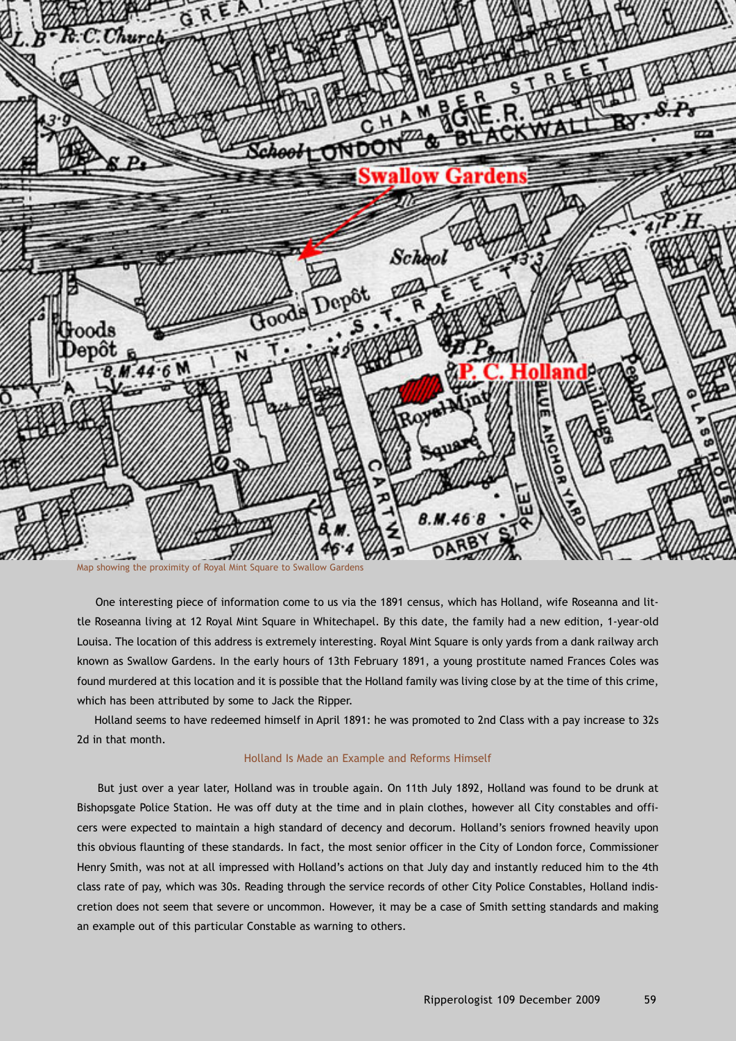Map showing the proximity of Royal Mint Square to Swallow Gardens

One interesting piece of information come to us via the 1891 census, which has Holland, wife Roseanna and little Roseanna living at 12 Royal Mint Square in Whitechapel. By this date, the family had a new edition, 1-year-old Louisa. The location of this address is extremely interesting. Royal Mint Square is only yards from a dank railway arch known as Swallow Gardens. In the early hours of 13th February 1891, a young prostitute named Frances Coles was found murdered at this location and it is possible that the Holland family was living close by at the time of this crime, which has been attributed by some to Jack the Ripper.

Holland seems to have redeemed himself in April 1891: he was promoted to 2nd Class with a pay increase to 32s 2d in that month.

## Holland Is Made an Example and Reforms Himself

But just over a year later, Holland was in trouble again. On 11th July 1892, Holland was found to be drunk at Bishopsgate Police Station. He was off duty at the time and in plain clothes, however all City constables and officers were expected to maintain a high standard of decency and decorum. Holland's seniors frowned heavily upon this obvious flaunting of these standards. In fact, the most senior officer in the City of London force, Commissioner Henry Smith, was not at all impressed with Holland's actions on that July day and instantly reduced him to the 4th class rate of pay, which was 30s. Reading through the service records of other City Police Constables, Holland indiscretion does not seem that severe or uncommon. However, it may be a case of Smith setting standards and making an example out of this particular Constable as warning to others.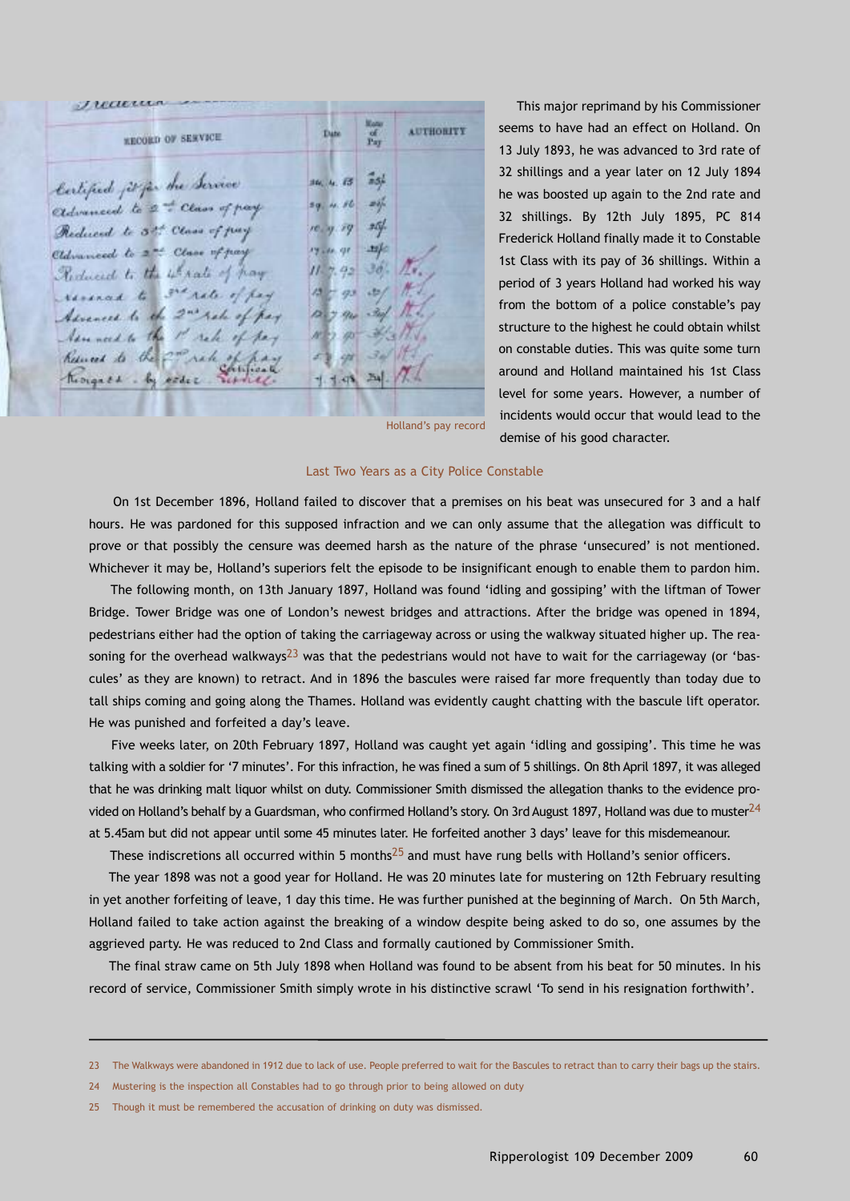Holland's pay record

This major reprimand by his Commissioner seems to have had an effect on Holland. On 13 July 1893, he was advanced to 3rd rate of 32 shillings and a year later on 12 July 1894 he was boosted up again to the 2nd rate and 32 shillings. By 12th July 1895, PC 814 Frederick Holland finally made it to Constable 1st Class with its pay of 36 shillings. Within a period of 3 years Holland had worked his way from the bottom of a police constable's pay structure to the highest he could obtain whilst on constable duties. This was quite some turn around and Holland maintained his 1st Class level for some years. However, a number of incidents would occur that would lead to the demise of his good character.

## Last Two Years as a City Police Constable

On 1st December 1896, Holland failed to discover that a premises on his beat was unsecured for 3 and a half hours. He was pardoned for this supposed infraction and we can only assume that the allegation was difficult to prove or that possibly the censure was deemed harsh as the nature of the phrase 'unsecured' is not mentioned. Whichever it may be, Holland's superiors felt the episode to be insignificant enough to enable them to pardon him.

The following month, on 13th January 1897, Holland was found 'idling and gossiping' with the liftman of Tower Bridge. Tower Bridge was one of London's newest bridges and attractions. After the bridge was opened in 1894, pedestrians either had the option of taking the carriageway across or using the walkway situated higher up. The reasoning for the overhead walkways[23] was that the pedestrians would not have to wait for the carriageway (or 'bascules' as they are known) to retract. And in 1896 the bascules were raised far more frequently than today due to tall ships coming and going along the Thames. Holland was evidently caught chatting with the bascule lift operator. He was punished and forfeited a day's leave.

Five weeks later, on 20th February 1897, Holland was caught yet again 'idling and gossiping'. This time he was talking with a soldier for '7 minutes'. For this infraction, he was fined a sum of 5 shillings. On 8th April 1897, it was alleged that he was drinking malt liquor whilst on duty. Commissioner Smith dismissed the allegation thanks to the evidence provided on Holland's behalf by a Guardsman, who confirmed Holland's story. On 3rd August 1897, Holland was due to muster[24] at 5.45am but did not appear until some 45 minutes later. He forfeited another 3 days' leave for this misdemeanour.

These indiscretions all occurred within 5 months[25] and must have rung bells with Holland's senior officers.

The year 1898 was not a good year for Holland. He was 20 minutes late for mustering on 12th February resulting in yet another forfeiting of leave, 1 day this time. He was further punished at the beginning of March. On 5th March, Holland failed to take action against the breaking of a window despite being asked to do so, one assumes by the aggrieved party. He was reduced to 2nd Class and formally cautioned by Commissioner Smith.

The final straw came on 5th July 1898 when Holland was found to be absent from his beat for 50 minutes. In his record of service, Commissioner Smith simply wrote in his distinctive scrawl 'To send in his resignation forthwith'.

---

23 The Walkways were abandoned in 1912 due to lack of use. People preferred to wait for the Bascules to retract than to carry their bags up the stairs.

24 Mustering is the inspection all Constables had to go through prior to being allowed on duty

25 Though it must be remembered the accusation of drinking on duty was dismissed.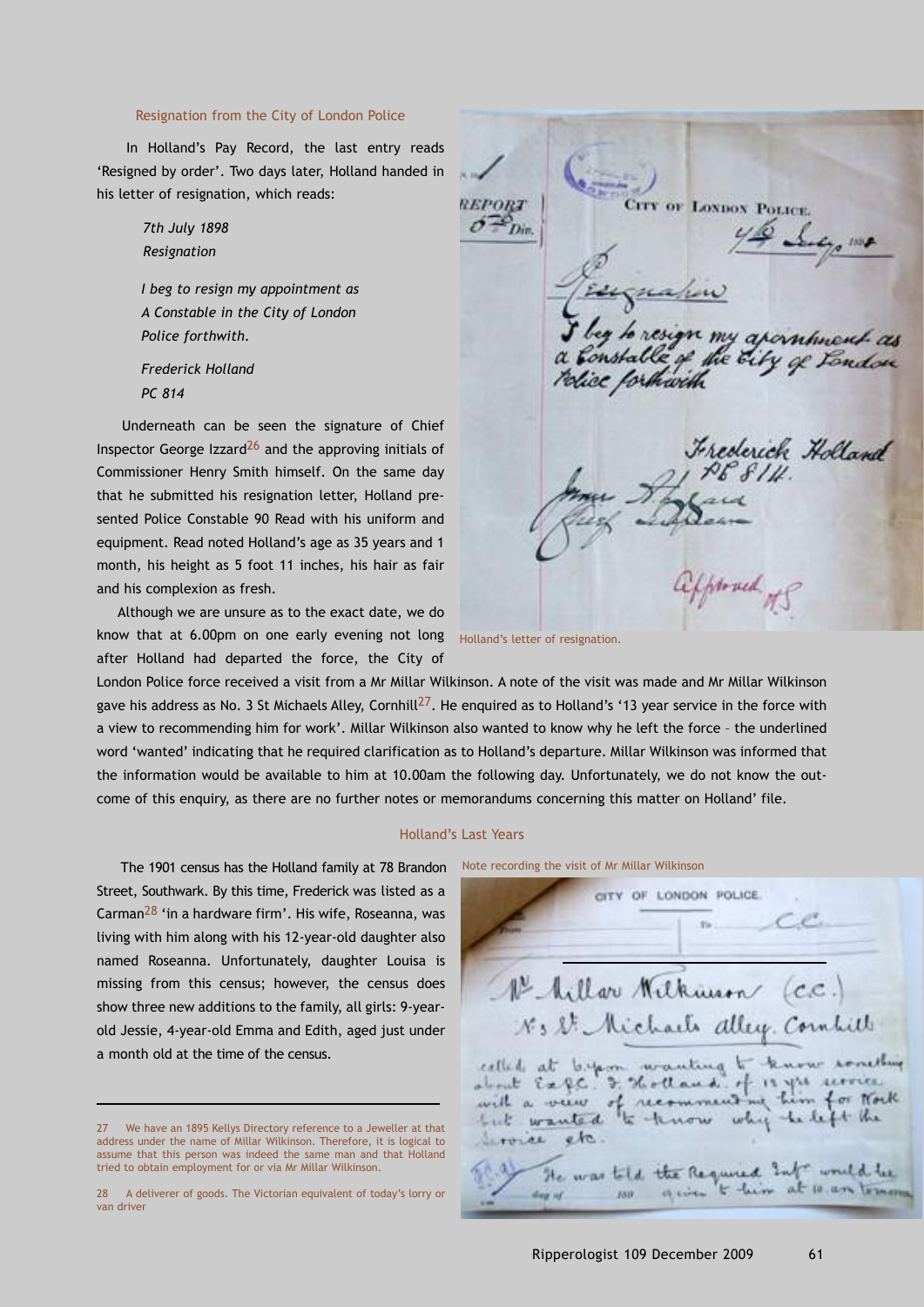### Resignation from the City of London Police

In Holland's Pay Record, the last entry reads 'Resigned by order'. Two days later, Holland handed in his letter of resignation, which reads:

> *7th July 1898*
> *Resignation*
>
> *I beg to resign my appointment as A Constable in the City of London Police forthwith.*
>
> *Frederick Holland*
> *PC 814*

Underneath can be seen the signature of Chief Inspector George Izzard[26] and the approving initials of Commissioner Henry Smith himself. On the same day that he submitted his resignation letter, Holland presented Police Constable 90 Read with his uniform and equipment. Read noted Holland's age as 35 years and 1 month, his height as 5 foot 11 inches, his hair as fair and his complexion as fresh.

Holland's letter of resignation.

Although we are unsure as to the exact date, we do know that at 6.00pm on one early evening not long after Holland had departed the force, the City of London Police force received a visit from a Mr Millar Wilkinson. A note of the visit was made and Mr Millar Wilkinson gave his address as No. 3 St Michaels Alley, Cornhill[27]. He enquired as to Holland's '13 year service in the force with a view to recommending him for work'. Millar Wilkinson also wanted to know why he left the force – the underlined word 'wanted' indicating that he required clarification as to Holland's departure. Millar Wilkinson was informed that the information would be available to him at 10.00am the following day. Unfortunately, we do not know the outcome of this enquiry, as there are no further notes or memorandums concerning this matter on Holland' file.

### Holland's Last Years

The 1901 census has the Holland family at 78 Brandon Street, Southwark. By this time, Frederick was listed as a Carman[28] 'in a hardware firm'. His wife, Roseanna, was living with him along with his 12-year-old daughter also named Roseanna. Unfortunately, daughter Louisa is missing from this census; however, the census does show three new additions to the family, all girls: 9-year-old Jessie, 4-year-old Emma and Edith, aged just under a month old at the time of the census.

Note recording the visit of Mr Millar Wilkinson

---

27 We have an 1895 Kellys Directory reference to a Jeweller at that address under the name of Millar Wilkinson. Therefore, it is logical to assume that this person was indeed the same man and that Holland tried to obtain employment for or via Mr Millar Wilkinson.

28 A deliverer of goods. The Victorian equivalent of today's lorry or van driver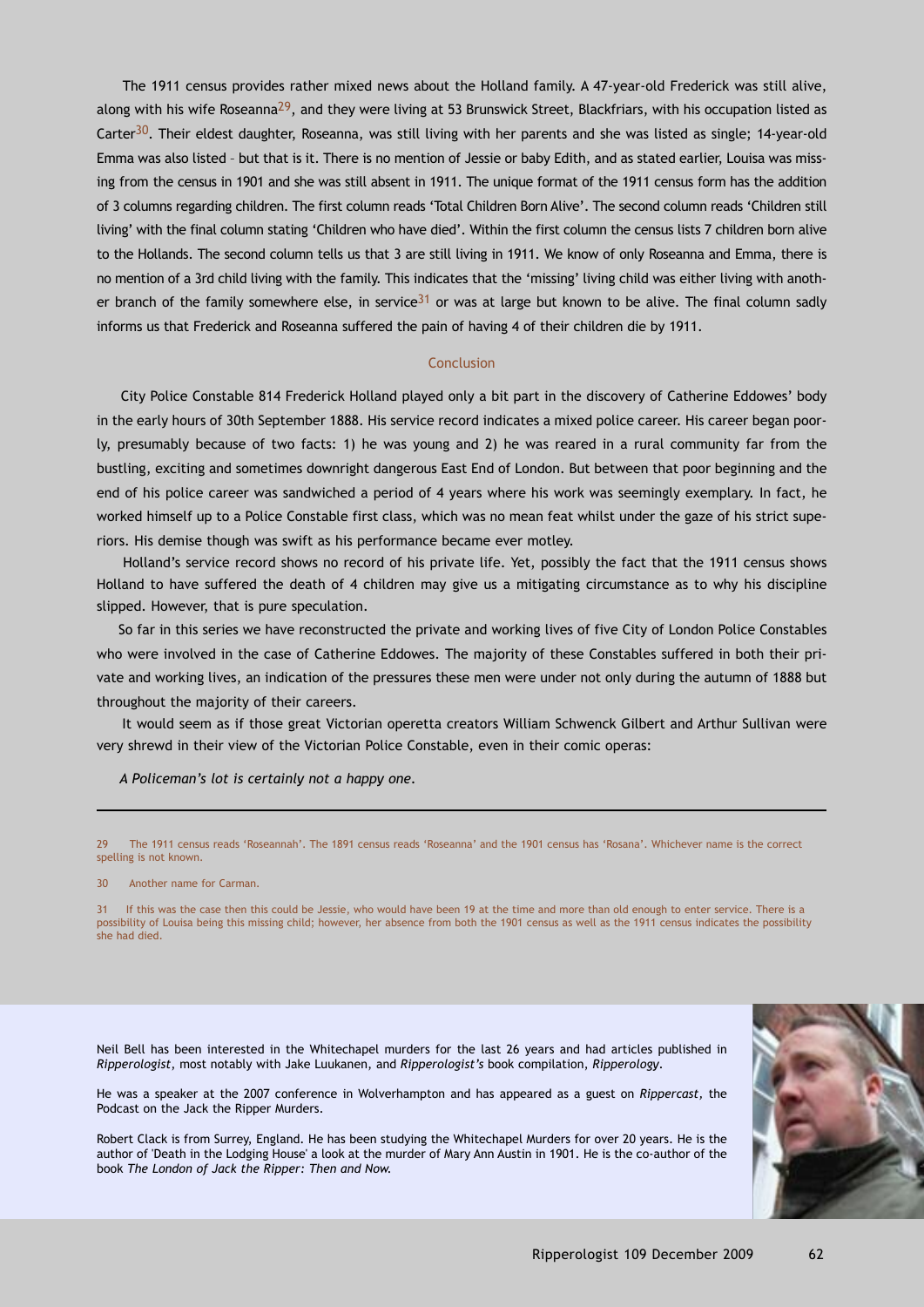The 1911 census provides rather mixed news about the Holland family. A 47-year-old Frederick was still alive, along with his wife Roseanna[29], and they were living at 53 Brunswick Street, Blackfriars, with his occupation listed as Carter[30]. Their eldest daughter, Roseanna, was still living with her parents and she was listed as single; 14-year-old Emma was also listed – but that is it. There is no mention of Jessie or baby Edith, and as stated earlier, Louisa was missing from the census in 1901 and she was still absent in 1911. The unique format of the 1911 census form has the addition of 3 columns regarding children. The first column reads 'Total Children Born Alive'. The second column reads 'Children still living' with the final column stating 'Children who have died'. Within the first column the census lists 7 children born alive to the Hollands. The second column tells us that 3 are still living in 1911. We know of only Roseanna and Emma, there is no mention of a 3rd child living with the family. This indicates that the 'missing' living child was either living with another branch of the family somewhere else, in service[31] or was at large but known to be alive. The final column sadly informs us that Frederick and Roseanna suffered the pain of having 4 of their children die by 1911.

## Conclusion

City Police Constable 814 Frederick Holland played only a bit part in the discovery of Catherine Eddowes' body in the early hours of 30th September 1888. His service record indicates a mixed police career. His career began poorly, presumably because of two facts: 1) he was young and 2) he was reared in a rural community far from the bustling, exciting and sometimes downright dangerous East End of London. But between that poor beginning and the end of his police career was sandwiched a period of 4 years where his work was seemingly exemplary. In fact, he worked himself up to a Police Constable first class, which was no mean feat whilst under the gaze of his strict superiors. His demise though was swift as his performance became ever motley.

Holland's service record shows no record of his private life. Yet, possibly the fact that the 1911 census shows Holland to have suffered the death of 4 children may give us a mitigating circumstance as to why his discipline slipped. However, that is pure speculation.

So far in this series we have reconstructed the private and working lives of five City of London Police Constables who were involved in the case of Catherine Eddowes. The majority of these Constables suffered in both their private and working lives, an indication of the pressures these men were under not only during the autumn of 1888 but throughout the majority of their careers.

It would seem as if those great Victorian operetta creators William Schwenck Gilbert and Arthur Sullivan were very shrewd in their view of the Victorian Police Constable, even in their comic operas:

*A Policeman's lot is certainly not a happy one.*

---

29 The 1911 census reads 'Roseannah'. The 1891 census reads 'Roseanna' and the 1901 census has 'Rosana'. Whichever name is the correct spelling is not known.

30 Another name for Carman.

31 If this was the case then this could be Jessie, who would have been 19 at the time and more than old enough to enter service. There is a possibility of Louisa being this missing child; however, her absence from both the 1901 census as well as the 1911 census indicates the possibility she had died.

---

Neil Bell has been interested in the Whitechapel murders for the last 26 years and had articles published in *Ripperologist*, most notably with Jake Luukanen, and *Ripperologist's* book compilation, *Ripperology*.

He was a speaker at the 2007 conference in Wolverhampton and has appeared as a guest on *Rippercast*, the Podcast on the Jack the Ripper Murders.

Robert Clack is from Surrey, England. He has been studying the Whitechapel Murders for over 20 years. He is the author of 'Death in the Lodging House' a look at the murder of Mary Ann Austin in 1901. He is the co-author of the book *The London of Jack the Ripper: Then and Now.*